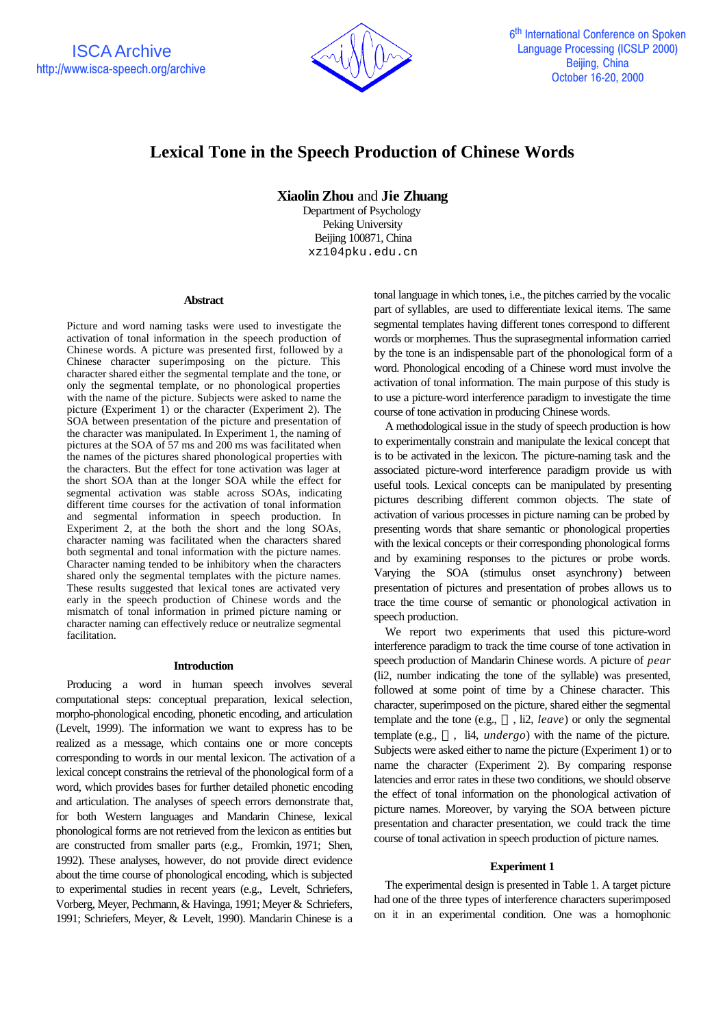# Lexical Tone in the Speech Production of Chinese Words

**Xiaolin Zhou** and **Jie Zhuang**

Department of Psychology
Peking University
Beijing 100871, China
xz104pku.edu.cn

## Abstract

Picture and word naming tasks were used to investigate the activation of tonal information in the speech production of Chinese words. A picture was presented first, followed by a Chinese character superimposing on the picture. This character shared either the segmental template and the tone, or only the segmental template, or no phonological properties with the name of the picture. Subjects were asked to name the picture (Experiment 1) or the character (Experiment 2). The SOA between presentation of the picture and presentation of the character was manipulated. In Experiment 1, the naming of pictures at the SOA of 57 ms and 200 ms was facilitated when the names of the pictures shared phonological properties with the characters. But the effect for tone activation was lager at the short SOA than at the longer SOA while the effect for segmental activation was stable across SOAs, indicating different time courses for the activation of tonal information and segmental information in speech production. In Experiment 2, at the both the short and the long SOAs, character naming was facilitated when the characters shared both segmental and tonal information with the picture names. Character naming tended to be inhibitory when the characters shared only the segmental templates with the picture names. These results suggested that lexical tones are activated very early in the speech production of Chinese words and the mismatch of tonal information in primed picture naming or character naming can effectively reduce or neutralize segmental facilitation.

## Introduction

Producing a word in human speech involves several computational steps: conceptual preparation, lexical selection, morpho-phonological encoding, phonetic encoding, and articulation (Levelt, 1999). The information we want to express has to be realized as a message, which contains one or more concepts corresponding to words in our mental lexicon. The activation of a lexical concept constrains the retrieval of the phonological form of a word, which provides bases for further detailed phonetic encoding and articulation. The analyses of speech errors demonstrate that, for both Western languages and Mandarin Chinese, lexical phonological forms are not retrieved from the lexicon as entities but are constructed from smaller parts (e.g., Fromkin, 1971; Shen, 1992). These analyses, however, do not provide direct evidence about the time course of phonological encoding, which is subjected to experimental studies in recent years (e.g., Levelt, Schriefers, Vorberg, Meyer, Pechmann, & Havinga, 1991; Meyer & Schriefers, 1991; Schriefers, Meyer, & Levelt, 1990). Mandarin Chinese is a tonal language in which tones, i.e., the pitches carried by the vocalic part of syllables, are used to differentiate lexical items. The same segmental templates having different tones correspond to different words or morphemes. Thus the suprasegmental information carried by the tone is an indispensable part of the phonological form of a word. Phonological encoding of a Chinese word must involve the activation of tonal information. The main purpose of this study is to use a picture-word interference paradigm to investigate the time course of tone activation in producing Chinese words.

A methodological issue in the study of speech production is how to experimentally constrain and manipulate the lexical concept that is to be activated in the lexicon. The picture-naming task and the associated picture-word interference paradigm provide us with useful tools. Lexical concepts can be manipulated by presenting pictures describing different common objects. The state of activation of various processes in picture naming can be probed by presenting words that share semantic or phonological properties with the lexical concepts or their corresponding phonological forms and by examining responses to the pictures or probe words. Varying the SOA (stimulus onset asynchrony) between presentation of pictures and presentation of probes allows us to trace the time course of semantic or phonological activation in speech production.

We report two experiments that used this picture-word interference paradigm to track the time course of tone activation in speech production of Mandarin Chinese words. A picture of *pear* (li2, number indicating the tone of the syllable) was presented, followed at some point of time by a Chinese character. This character, superimposed on the picture, shared either the segmental template and the tone (e.g., 离, li2, *leave*) or only the segmental template (e.g., 历, li4, *undergo*) with the name of the picture. Subjects were asked either to name the picture (Experiment 1) or to name the character (Experiment 2). By comparing response latencies and error rates in these two conditions, we should observe the effect of tonal information on the phonological activation of picture names. Moreover, by varying the SOA between picture presentation and character presentation, we could track the time course of tonal activation in speech production of picture names.

## Experiment 1

The experimental design is presented in Table 1. A target picture had one of the three types of interference characters superimposed on it in an experimental condition. One was a homophonic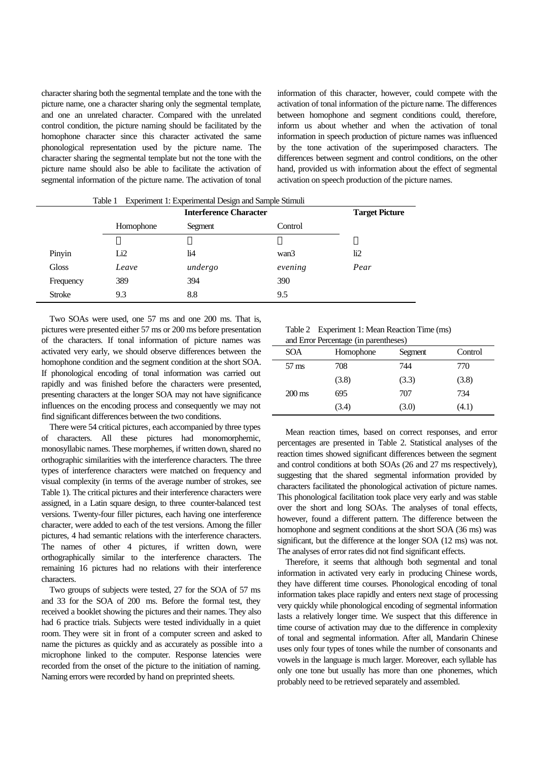character sharing both the segmental template and the tone with the picture name, one a character sharing only the segmental template, and one an unrelated character. Compared with the unrelated control condition, the picture naming should be facilitated by the homophone character since this character activated the same phonological representation used by the picture name. The character sharing the segmental template but not the tone with the picture name should also be able to facilitate the activation of segmental information of the picture name. The activation of tonal information of this character, however, could compete with the activation of tonal information of the picture name. The differences between homophone and segment conditions could, therefore, inform us about whether and when the activation of tonal information in speech production of picture names was influenced by the tone activation of the superimposed characters. The differences between segment and control conditions, on the other hand, provided us with information about the effect of segmental activation on speech production of the picture names.

Table 1 Experiment 1: Experimental Design and Sample Stimuli

| | Interference Character | | | Target Picture |
|---|---|---|---|---|
| | Homophone | Segment | Control | |
| | | | | |
| Pinyin | Li2 | li4 | wan3 | li2 |
| Gloss | *Leave* | *undergo* | *evening* | *Pear* |
| Frequency | 389 | 394 | 390 | |
| Stroke | 9.3 | 8.8 | 9.5 | |

Two SOAs were used, one 57 ms and one 200 ms. That is, pictures were presented either 57 ms or 200 ms before presentation of the characters. If tonal information of picture names was activated very early, we should observe differences between the homophone condition and the segment condition at the short SOA. If phonological encoding of tonal information was carried out rapidly and was finished before the characters were presented, presenting characters at the longer SOA may not have significance influences on the encoding process and consequently we may not find significant differences between the two conditions.

There were 54 critical pictures, each accompanied by three types of characters. All these pictures had monomorphemic, monosyllabic names. These morphemes, if written down, shared no orthographic similarities with the interference characters. The three types of interference characters were matched on frequency and visual complexity (in terms of the average number of strokes, see Table 1). The critical pictures and their interference characters were assigned, in a Latin square design, to three counter-balanced test versions. Twenty-four filler pictures, each having one interference character, were added to each of the test versions. Among the filler pictures, 4 had semantic relations with the interference characters. The names of other 4 pictures, if written down, were orthographically similar to the interference characters. The remaining 16 pictures had no relations with their interference characters.

Two groups of subjects were tested, 27 for the SOA of 57 ms and 33 for the SOA of 200 ms. Before the formal test, they received a booklet showing the pictures and their names. They also had 6 practice trials. Subjects were tested individually in a quiet room. They were sit in front of a computer screen and asked to name the pictures as quickly and as accurately as possible into a microphone linked to the computer. Response latencies were recorded from the onset of the picture to the initiation of naming. Naming errors were recorded by hand on preprinted sheets.

Table 2 Experiment 1: Mean Reaction Time (ms) and Error Percentage (in parentheses)

| SOA | Homophone | Segment | Control |
|---|---|---|---|
| 57 ms | 708 | 744 | 770 |
| | (3.8) | (3.3) | (3.8) |
| 200 ms | 695 | 707 | 734 |
| | (3.4) | (3.0) | (4.1) |

Mean reaction times, based on correct responses, and error percentages are presented in Table 2. Statistical analyses of the reaction times showed significant differences between the segment and control conditions at both SOAs (26 and 27 ms respectively), suggesting that the shared segmental information provided by characters facilitated the phonological activation of picture names. This phonological facilitation took place very early and was stable over the short and long SOAs. The analyses of tonal effects, however, found a different pattern. The difference between the homophone and segment conditions at the short SOA (36 ms) was significant, but the difference at the longer SOA (12 ms) was not. The analyses of error rates did not find significant effects.

Therefore, it seems that although both segmental and tonal information in activated very early in producing Chinese words, they have different time courses. Phonological encoding of tonal information takes place rapidly and enters next stage of processing very quickly while phonological encoding of segmental information lasts a relatively longer time. We suspect that this difference in time course of activation may due to the difference in complexity of tonal and segmental information. After all, Mandarin Chinese uses only four types of tones while the number of consonants and vowels in the language is much larger. Moreover, each syllable has only one tone but usually has more than one phonemes, which probably need to be retrieved separately and assembled.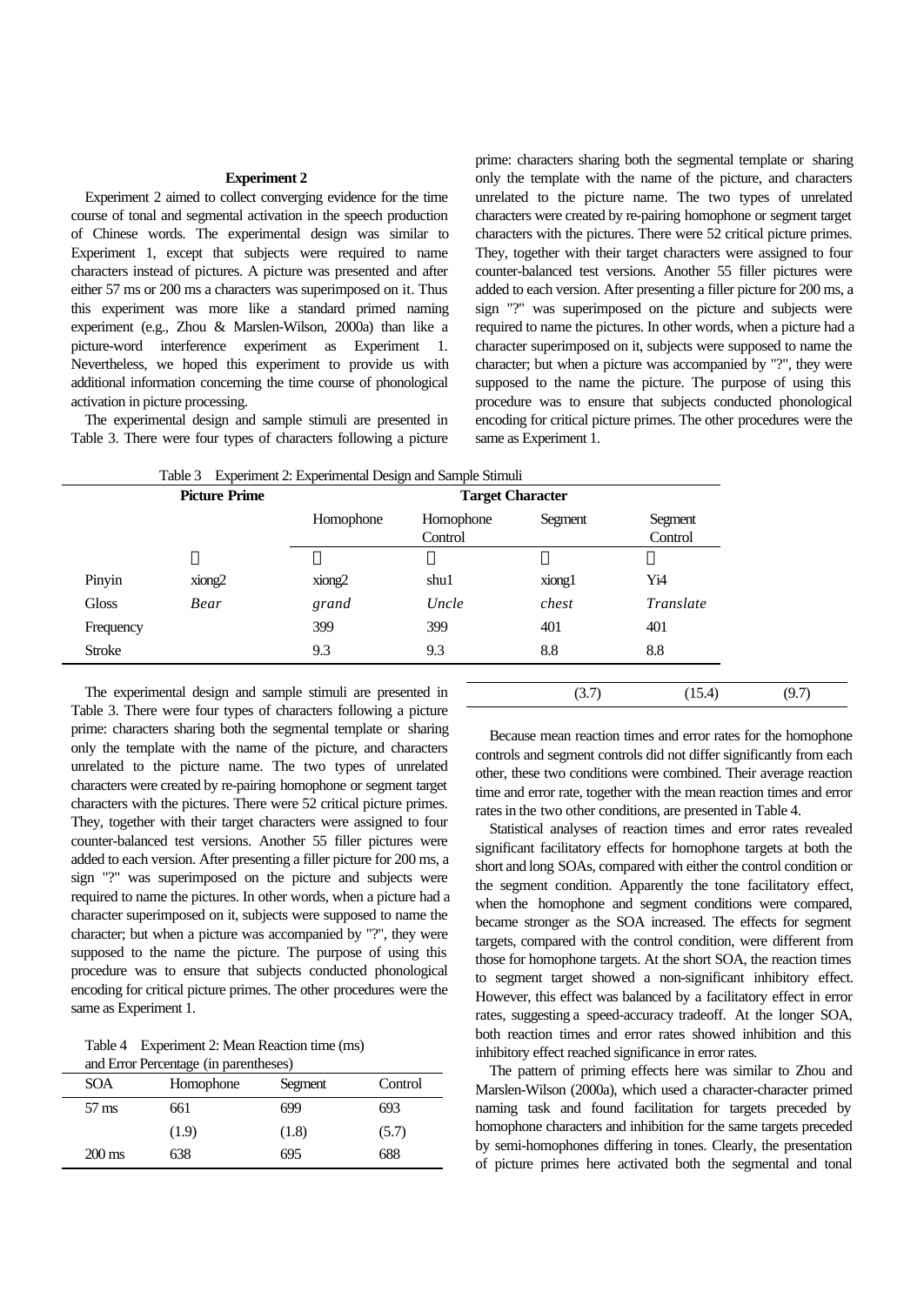### Experiment 2

Experiment 2 aimed to collect converging evidence for the time course of tonal and segmental activation in the speech production of Chinese words. The experimental design was similar to Experiment 1, except that subjects were required to name characters instead of pictures. A picture was presented and after either 57 ms or 200 ms a characters was superimposed on it. Thus this experiment was more like a standard primed naming experiment (e.g., Zhou & Marslen-Wilson, 2000a) than like a picture-word interference experiment as Experiment 1. Nevertheless, we hoped this experiment to provide us with additional information concerning the time course of phonological activation in picture processing.

The experimental design and sample stimuli are presented in Table 3. There were four types of characters following a picture prime: characters sharing both the segmental template or sharing only the template with the name of the picture, and characters unrelated to the picture name. The two types of unrelated characters were created by re-pairing homophone or segment target characters with the pictures. There were 52 critical picture primes. They, together with their target characters were assigned to four counter-balanced test versions. Another 55 filler pictures were added to each version. After presenting a filler picture for 200 ms, a sign "?" was superimposed on the picture and subjects were required to name the pictures. In other words, when a picture had a character superimposed on it, subjects were supposed to name the character; but when a picture was accompanied by "?", they were supposed to the name the picture. The purpose of using this procedure was to ensure that subjects conducted phonological encoding for critical picture primes. The other procedures were the same as Experiment 1.

Table 3 Experiment 2: Experimental Design and Sample Stimuli

| | Picture Prime | Target Character | | | |
|---|---|---|---|---|---|
| | | Homophone | Homophone Control | Segment | Segment Control |
| | 熊 | 雄 | 叔 | 胸 | 译 |
| Pinyin | xiong2 | xiong2 | shu1 | xiong1 | Yi4 |
| Gloss | *Bear* | *grand* | *Uncle* | *chest* | *Translate* |
| Frequency | | 399 | 399 | 401 | 401 |
| Stroke | | 9.3 | 9.3 | 8.8 | 8.8 |

Table 4 Experiment 2: Mean Reaction time (ms) and Error Percentage (in parentheses)

| SOA | Homophone | Segment | Control |
|---|---|---|---|
| 57 ms | 661 | 699 | 693 |
| | (1.9) | (1.8) | (5.7) |
| 200 ms | 638 | 695 | 688 |
| | (3.7) | (15.4) | (9.7) |

Because mean reaction times and error rates for the homophone controls and segment controls did not differ significantly from each other, these two conditions were combined. Their average reaction time and error rate, together with the mean reaction times and error rates in the two other conditions, are presented in Table 4.

Statistical analyses of reaction times and error rates revealed significant facilitatory effects for homophone targets at both the short and long SOAs, compared with either the control condition or the segment condition. Apparently the tone facilitatory effect, when the homophone and segment conditions were compared, became stronger as the SOA increased. The effects for segment targets, compared with the control condition, were different from those for homophone targets. At the short SOA, the reaction times to segment target showed a non-significant inhibitory effect. However, this effect was balanced by a facilitatory effect in error rates, suggesting a speed-accuracy tradeoff. At the longer SOA, both reaction times and error rates showed inhibition and this inhibitory effect reached significance in error rates.

The pattern of priming effects here was similar to Zhou and Marslen-Wilson (2000a), which used a character-character primed naming task and found facilitation for targets preceded by homophone characters and inhibition for the same targets preceded by semi-homophones differing in tones. Clearly, the presentation of picture primes here activated both the segmental and tonal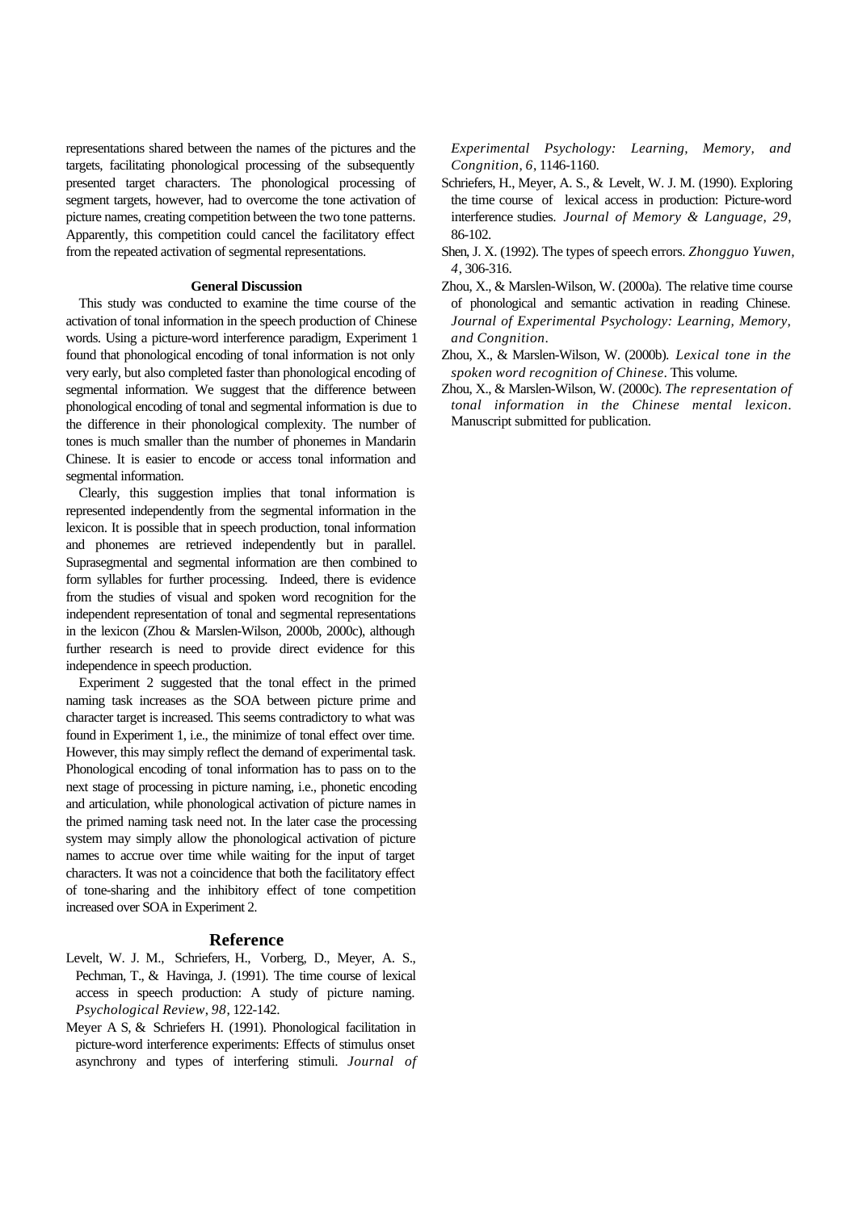representations shared between the names of the pictures and the targets, facilitating phonological processing of the subsequently presented target characters. The phonological processing of segment targets, however, had to overcome the tone activation of picture names, creating competition between the two tone patterns. Apparently, this competition could cancel the facilitatory effect from the repeated activation of segmental representations.

## General Discussion

This study was conducted to examine the time course of the activation of tonal information in the speech production of Chinese words. Using a picture-word interference paradigm, Experiment 1 found that phonological encoding of tonal information is not only very early, but also completed faster than phonological encoding of segmental information. We suggest that the difference between phonological encoding of tonal and segmental information is due to the difference in their phonological complexity. The number of tones is much smaller than the number of phonemes in Mandarin Chinese. It is easier to encode or access tonal information and segmental information.

Clearly, this suggestion implies that tonal information is represented independently from the segmental information in the lexicon. It is possible that in speech production, tonal information and phonemes are retrieved independently but in parallel. Suprasegmental and segmental information are then combined to form syllables for further processing. Indeed, there is evidence from the studies of visual and spoken word recognition for the independent representation of tonal and segmental representations in the lexicon (Zhou & Marslen-Wilson, 2000b, 2000c), although further research is need to provide direct evidence for this independence in speech production.

Experiment 2 suggested that the tonal effect in the primed naming task increases as the SOA between picture prime and character target is increased. This seems contradictory to what was found in Experiment 1, i.e., the minimize of tonal effect over time. However, this may simply reflect the demand of experimental task. Phonological encoding of tonal information has to pass on to the next stage of processing in picture naming, i.e., phonetic encoding and articulation, while phonological activation of picture names in the primed naming task need not. In the later case the processing system may simply allow the phonological activation of picture names to accrue over time while waiting for the input of target characters. It was not a coincidence that both the facilitatory effect of tone-sharing and the inhibitory effect of tone competition increased over SOA in Experiment 2.

## Reference

Levelt, W. J. M., Schriefers, H., Vorberg, D., Meyer, A. S., Pechman, T., & Havinga, J. (1991). The time course of lexical access in speech production: A study of picture naming. *Psychological Review*, *98*, 122-142.

Meyer A S, & Schriefers H. (1991). Phonological facilitation in picture-word interference experiments: Effects of stimulus onset asynchrony and types of interfering stimuli. *Journal of Experimental Psychology: Learning, Memory, and Congnition*, *6*, 1146-1160.

Schriefers, H., Meyer, A. S., & Levelt, W. J. M. (1990). Exploring the time course of lexical access in production: Picture-word interference studies. *Journal of Memory & Language*, *29*, 86-102.

Shen, J. X. (1992). The types of speech errors. *Zhongguo Yuwen*, *4*, 306-316.

Zhou, X., & Marslen-Wilson, W. (2000a). The relative time course of phonological and semantic activation in reading Chinese. *Journal of Experimental Psychology: Learning, Memory, and Congnition*.

Zhou, X., & Marslen-Wilson, W. (2000b). *Lexical tone in the spoken word recognition of Chinese*. This volume.

Zhou, X., & Marslen-Wilson, W. (2000c). *The representation of tonal information in the Chinese mental lexicon*. Manuscript submitted for publication.